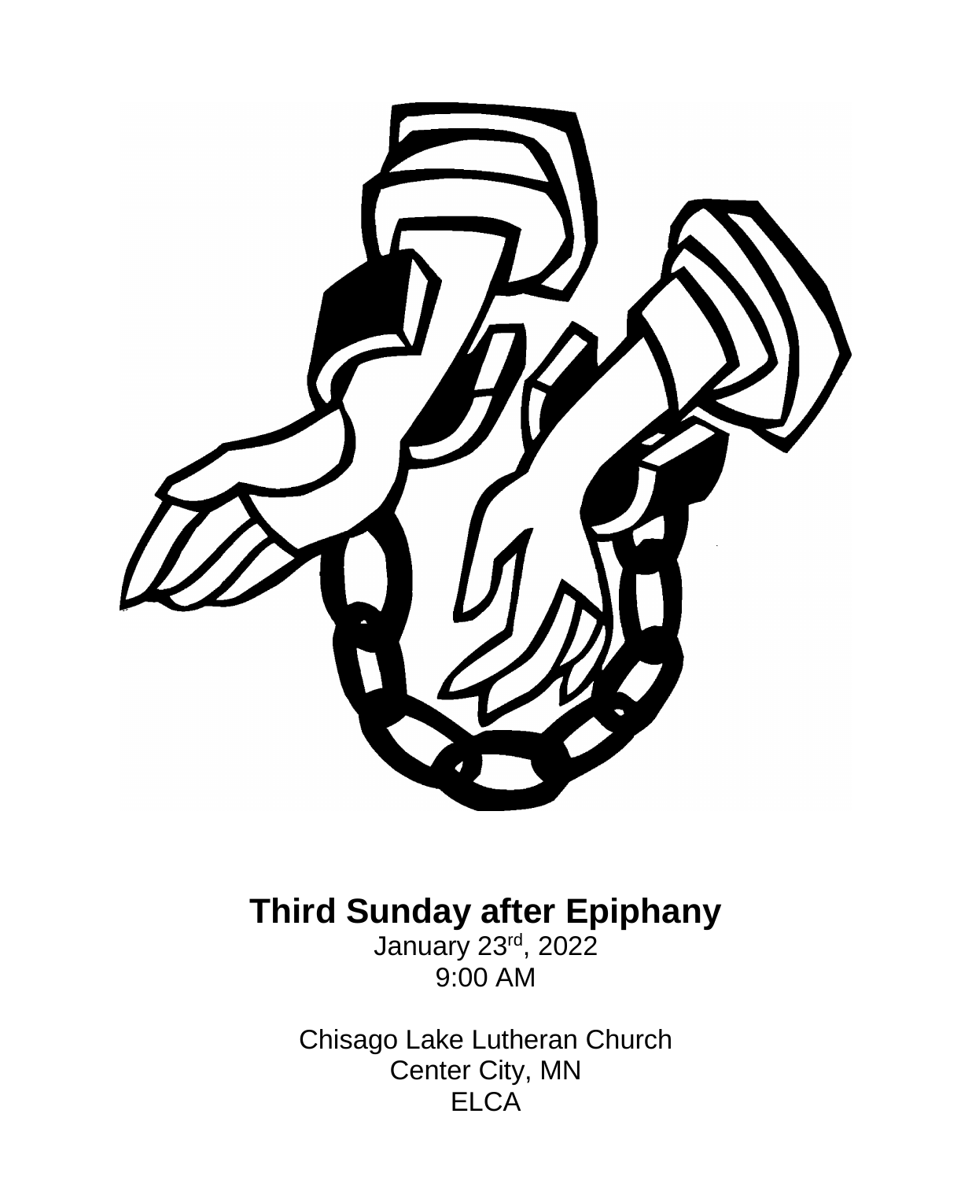# Third Sunday after Epiphany

January 23rd, 2022
9:00 AM

Chisago Lake Lutheran Church
Center City, MN
ELCA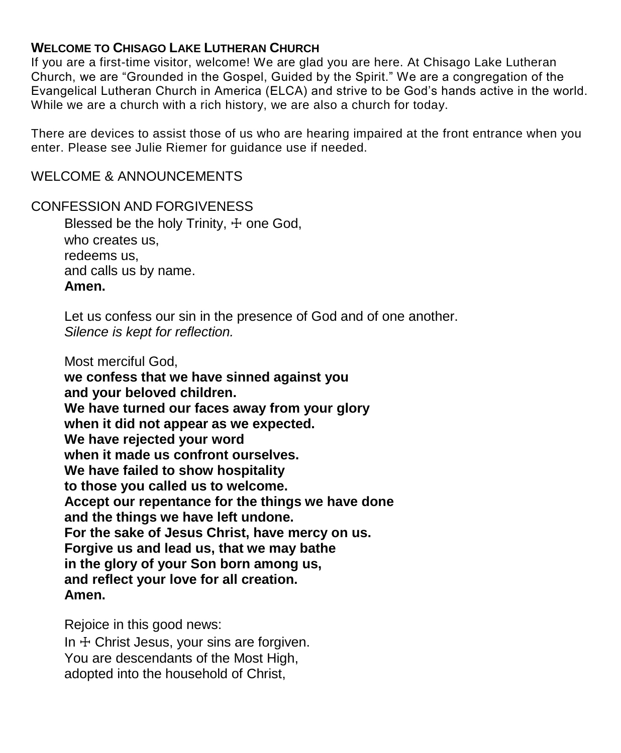**WELCOME TO CHISAGO LAKE LUTHERAN CHURCH**

If you are a first-time visitor, welcome! We are glad you are here. At Chisago Lake Lutheran Church, we are "Grounded in the Gospel, Guided by the Spirit." We are a congregation of the Evangelical Lutheran Church in America (ELCA) and strive to be God's hands active in the world. While we are a church with a rich history, we are also a church for today.

There are devices to assist those of us who are hearing impaired at the front entrance when you enter. Please see Julie Riemer for guidance use if needed.

WELCOME & ANNOUNCEMENTS

CONFESSION AND FORGIVENESS

Blessed be the holy Trinity, ☩ one God,
who creates us,
redeems us,
and calls us by name.
**Amen.**

Let us confess our sin in the presence of God and of one another.
*Silence is kept for reflection.*

Most merciful God,
**we confess that we have sinned against you**
**and your beloved children.**
**We have turned our faces away from your glory**
**when it did not appear as we expected.**
**We have rejected your word**
**when it made us confront ourselves.**
**We have failed to show hospitality**
**to those you called us to welcome.**
**Accept our repentance for the things we have done**
**and the things we have left undone.**
**For the sake of Jesus Christ, have mercy on us.**
**Forgive us and lead us, that we may bathe**
**in the glory of your Son born among us,**
**and reflect your love for all creation.**
**Amen.**

Rejoice in this good news:
In ☩ Christ Jesus, your sins are forgiven.
You are descendants of the Most High,
adopted into the household of Christ,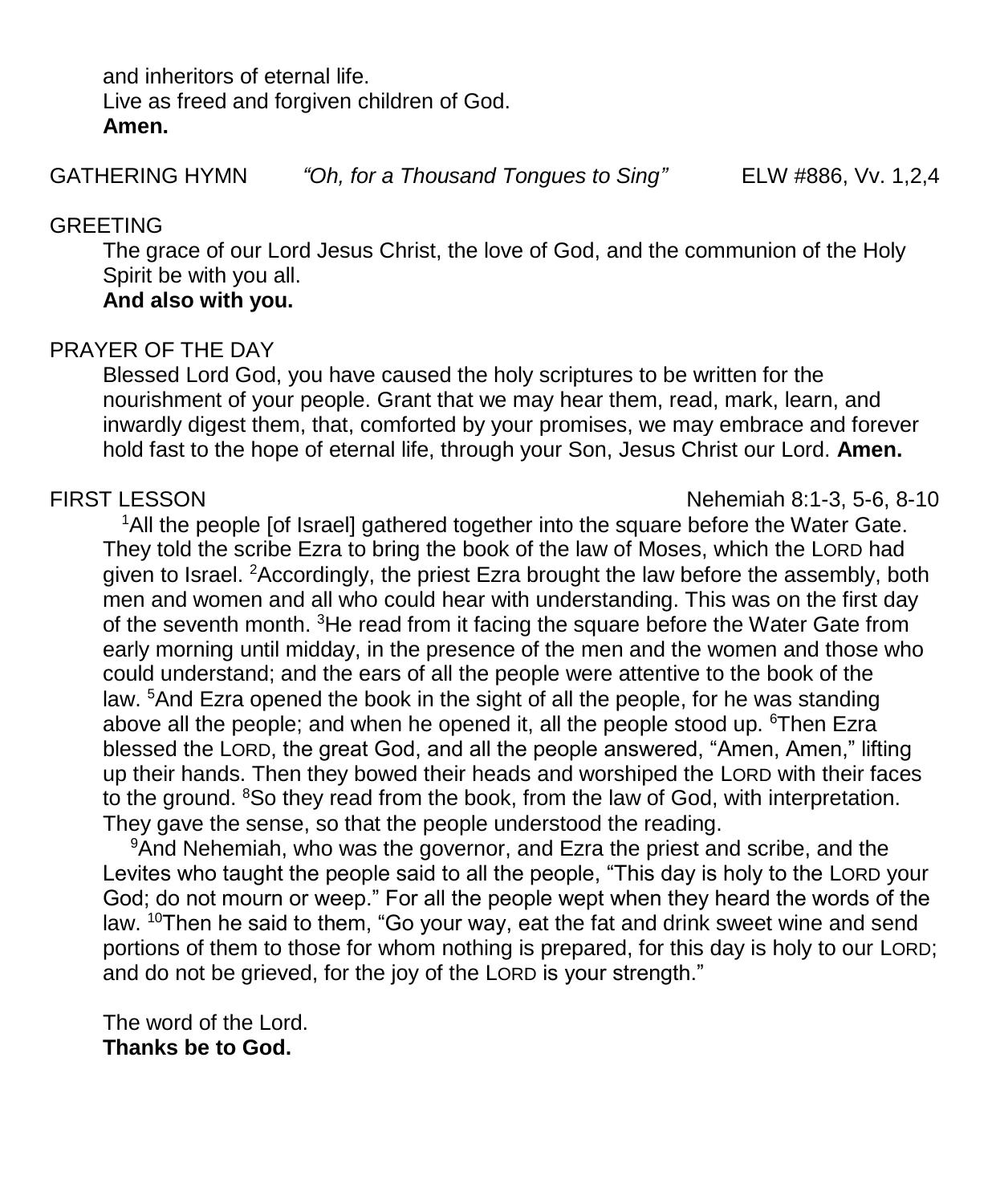and inheritors of eternal life.
Live as freed and forgiven children of God.
**Amen.**

GATHERING HYMN *"Oh, for a Thousand Tongues to Sing"* ELW #886, Vv. 1,2,4

GREETING

The grace of our Lord Jesus Christ, the love of God, and the communion of the Holy Spirit be with you all.
**And also with you.**

PRAYER OF THE DAY

Blessed Lord God, you have caused the holy scriptures to be written for the nourishment of your people. Grant that we may hear them, read, mark, learn, and inwardly digest them, that, comforted by your promises, we may embrace and forever hold fast to the hope of eternal life, through your Son, Jesus Christ our Lord. **Amen.**

FIRST LESSON Nehemiah 8:1-3, 5-6, 8-10

[1]All the people [of Israel] gathered together into the square before the Water Gate. They told the scribe Ezra to bring the book of the law of Moses, which the LORD had given to Israel. [2]Accordingly, the priest Ezra brought the law before the assembly, both men and women and all who could hear with understanding. This was on the first day of the seventh month. [3]He read from it facing the square before the Water Gate from early morning until midday, in the presence of the men and the women and those who could understand; and the ears of all the people were attentive to the book of the law. [5]And Ezra opened the book in the sight of all the people, for he was standing above all the people; and when he opened it, all the people stood up. [6]Then Ezra blessed the LORD, the great God, and all the people answered, "Amen, Amen," lifting up their hands. Then they bowed their heads and worshiped the LORD with their faces to the ground. [8]So they read from the book, from the law of God, with interpretation. They gave the sense, so that the people understood the reading.

[9]And Nehemiah, who was the governor, and Ezra the priest and scribe, and the Levites who taught the people said to all the people, "This day is holy to the LORD your God; do not mourn or weep." For all the people wept when they heard the words of the law. [10]Then he said to them, "Go your way, eat the fat and drink sweet wine and send portions of them to those for whom nothing is prepared, for this day is holy to our LORD; and do not be grieved, for the joy of the LORD is your strength."

The word of the Lord.
**Thanks be to God.**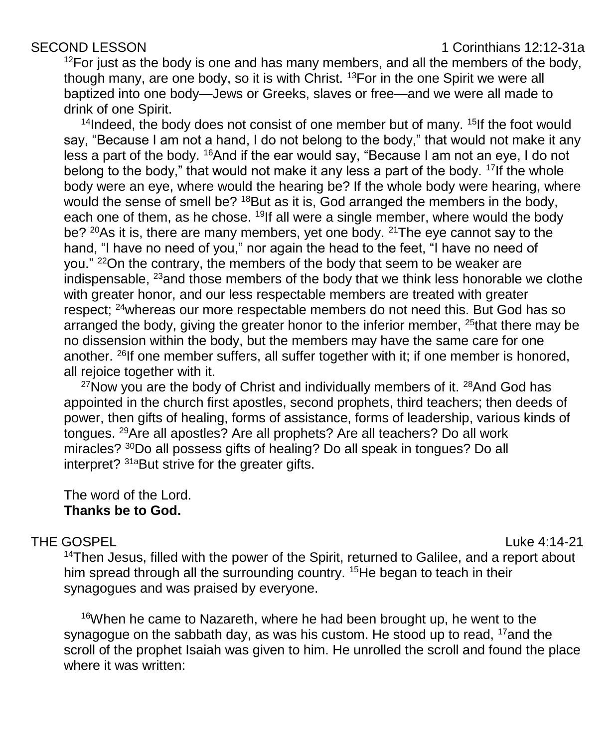SECOND LESSON 1 Corinthians 12:12-31a

[12]For just as the body is one and has many members, and all the members of the body, though many, are one body, so it is with Christ. [13]For in the one Spirit we were all baptized into one body—Jews or Greeks, slaves or free—and we were all made to drink of one Spirit.

[14]Indeed, the body does not consist of one member but of many. [15]If the foot would say, "Because I am not a hand, I do not belong to the body," that would not make it any less a part of the body. [16]And if the ear would say, "Because I am not an eye, I do not belong to the body," that would not make it any less a part of the body. [17]If the whole body were an eye, where would the hearing be? If the whole body were hearing, where would the sense of smell be? [18]But as it is, God arranged the members in the body, each one of them, as he chose. [19]If all were a single member, where would the body be? [20]As it is, there are many members, yet one body. [21]The eye cannot say to the hand, "I have no need of you," nor again the head to the feet, "I have no need of you." [22]On the contrary, the members of the body that seem to be weaker are indispensable, [23]and those members of the body that we think less honorable we clothe with greater honor, and our less respectable members are treated with greater respect; [24]whereas our more respectable members do not need this. But God has so arranged the body, giving the greater honor to the inferior member, [25]that there may be no dissension within the body, but the members may have the same care for one another. [26]If one member suffers, all suffer together with it; if one member is honored, all rejoice together with it.

[27]Now you are the body of Christ and individually members of it. [28]And God has appointed in the church first apostles, second prophets, third teachers; then deeds of power, then gifts of healing, forms of assistance, forms of leadership, various kinds of tongues. [29]Are all apostles? Are all prophets? Are all teachers? Do all work miracles? [30]Do all possess gifts of healing? Do all speak in tongues? Do all interpret? [31a]But strive for the greater gifts.

The word of the Lord.
**Thanks be to God.**

THE GOSPEL Luke 4:14-21

[14]Then Jesus, filled with the power of the Spirit, returned to Galilee, and a report about him spread through all the surrounding country. [15]He began to teach in their synagogues and was praised by everyone.

[16]When he came to Nazareth, where he had been brought up, he went to the synagogue on the sabbath day, as was his custom. He stood up to read, [17]and the scroll of the prophet Isaiah was given to him. He unrolled the scroll and found the place where it was written: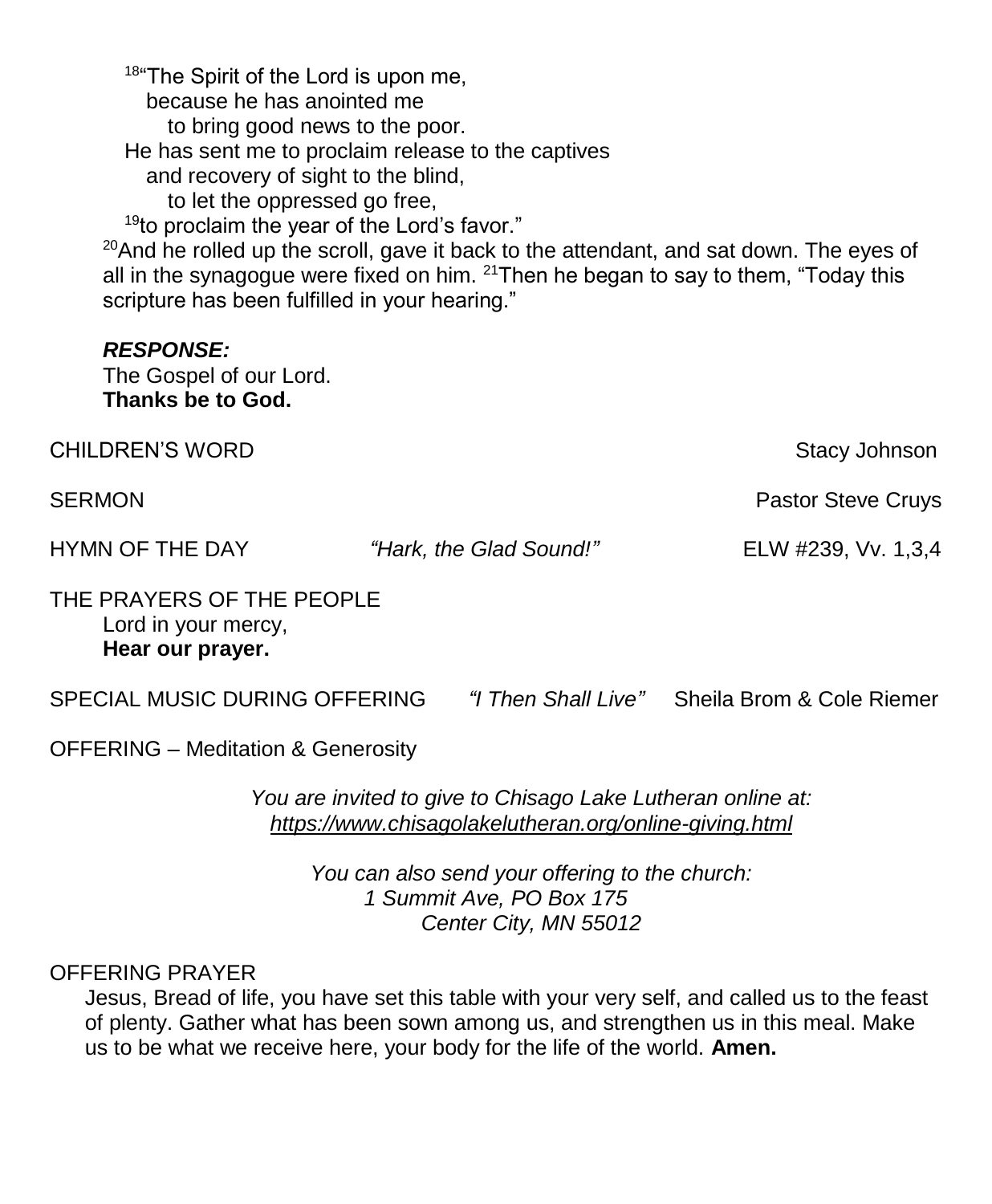[18]"The Spirit of the Lord is upon me,
because he has anointed me
to bring good news to the poor.
He has sent me to proclaim release to the captives
and recovery of sight to the blind,
to let the oppressed go free,
[19]to proclaim the year of the Lord's favor."
[20]And he rolled up the scroll, gave it back to the attendant, and sat down. The eyes of all in the synagogue were fixed on him. [21]Then he began to say to them, "Today this scripture has been fulfilled in your hearing."

***RESPONSE:***
The Gospel of our Lord.
**Thanks be to God.**

CHILDREN'S WORD — Stacy Johnson

SERMON — Pastor Steve Cruys

HYMN OF THE DAY — *"Hark, the Glad Sound!"* — ELW #239, Vv. 1,3,4

THE PRAYERS OF THE PEOPLE
Lord in your mercy,
**Hear our prayer.**

SPECIAL MUSIC DURING OFFERING — *"I Then Shall Live"* — Sheila Brom & Cole Riemer

OFFERING – Meditation & Generosity

*You are invited to give to Chisago Lake Lutheran online at:*
*https://www.chisagolakelutheran.org/online-giving.html*

*You can also send your offering to the church:*
*1 Summit Ave, PO Box 175*
*Center City, MN 55012*

OFFERING PRAYER
Jesus, Bread of life, you have set this table with your very self, and called us to the feast of plenty. Gather what has been sown among us, and strengthen us in this meal. Make us to be what we receive here, your body for the life of the world. **Amen.**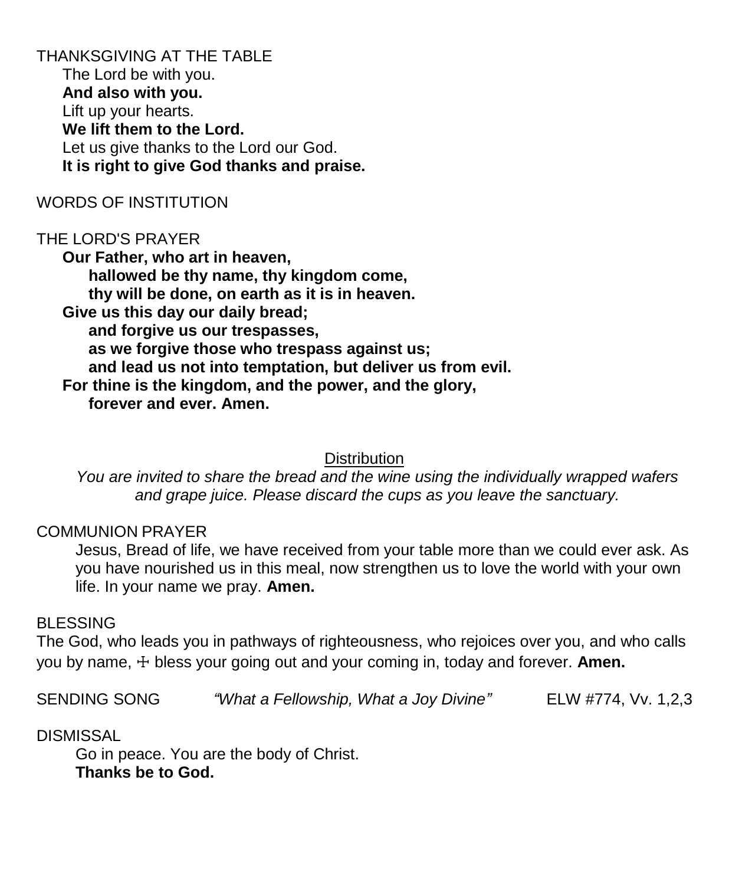THANKSGIVING AT THE TABLE

The Lord be with you.
**And also with you.**
Lift up your hearts.
**We lift them to the Lord.**
Let us give thanks to the Lord our God.
**It is right to give God thanks and praise.**

WORDS OF INSTITUTION

THE LORD'S PRAYER

**Our Father, who art in heaven,**
**hallowed be thy name, thy kingdom come,**
**thy will be done, on earth as it is in heaven.**
**Give us this day our daily bread;**
**and forgive us our trespasses,**
**as we forgive those who trespass against us;**
**and lead us not into temptation, but deliver us from evil.**
**For thine is the kingdom, and the power, and the glory,**
**forever and ever. Amen.**

Distribution

*You are invited to share the bread and the wine using the individually wrapped wafers and grape juice. Please discard the cups as you leave the sanctuary.*

COMMUNION PRAYER

Jesus, Bread of life, we have received from your table more than we could ever ask. As you have nourished us in this meal, now strengthen us to love the world with your own life. In your name we pray. **Amen.**

BLESSING

The God, who leads you in pathways of righteousness, who rejoices over you, and who calls you by name, ☩ bless your going out and your coming in, today and forever. **Amen.**

SENDING SONG *"What a Fellowship, What a Joy Divine"* ELW #774, Vv. 1,2,3

DISMISSAL

Go in peace. You are the body of Christ.
**Thanks be to God.**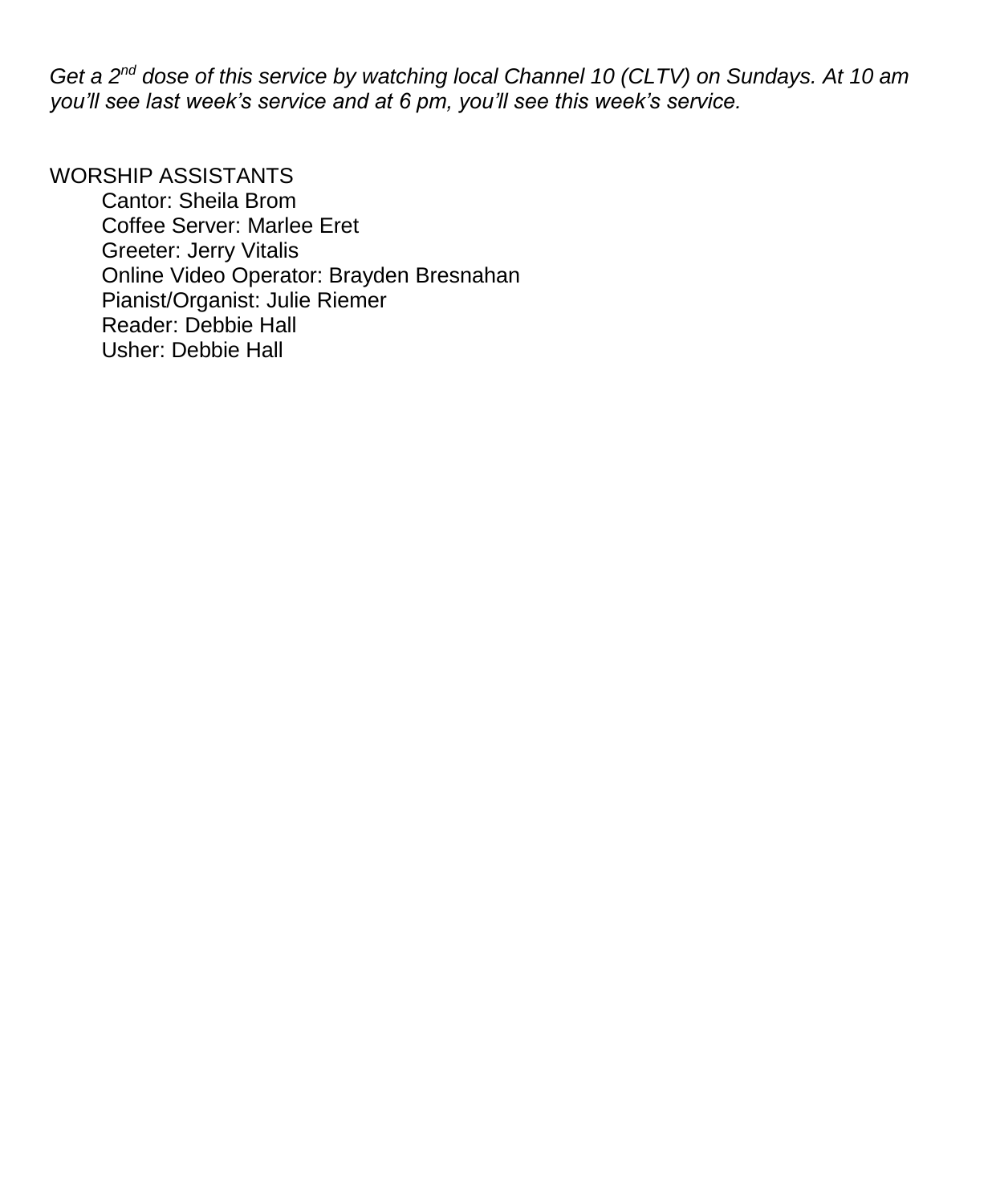*Get a 2nd dose of this service by watching local Channel 10 (CLTV) on Sundays. At 10 am you'll see last week's service and at 6 pm, you'll see this week's service.*

WORSHIP ASSISTANTS

- Cantor: Sheila Brom
- Coffee Server: Marlee Eret
- Greeter: Jerry Vitalis
- Online Video Operator: Brayden Bresnahan
- Pianist/Organist: Julie Riemer
- Reader: Debbie Hall
- Usher: Debbie Hall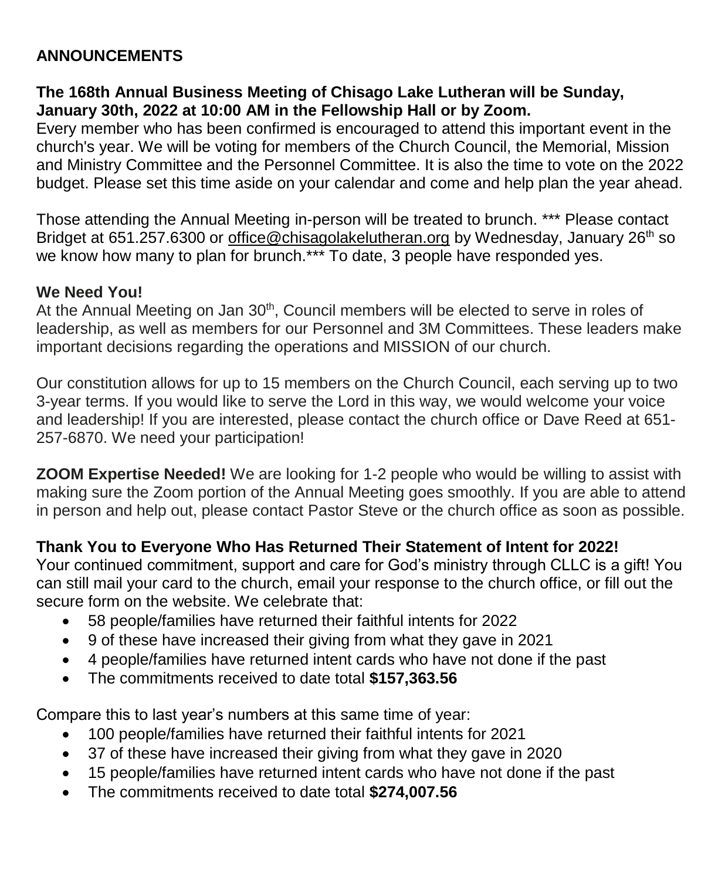## ANNOUNCEMENTS

**The 168th Annual Business Meeting of Chisago Lake Lutheran will be Sunday, January 30th, 2022 at 10:00 AM in the Fellowship Hall or by Zoom.**

Every member who has been confirmed is encouraged to attend this important event in the church's year. We will be voting for members of the Church Council, the Memorial, Mission and Ministry Committee and the Personnel Committee. It is also the time to vote on the 2022 budget. Please set this time aside on your calendar and come and help plan the year ahead.

Those attending the Annual Meeting in-person will be treated to brunch. *** Please contact Bridget at 651.257.6300 or office@chisagolakelutheran.org by Wednesday, January 26th so we know how many to plan for brunch.*** To date, 3 people have responded yes.

**We Need You!**

At the Annual Meeting on Jan 30th, Council members will be elected to serve in roles of leadership, as well as members for our Personnel and 3M Committees. These leaders make important decisions regarding the operations and MISSION of our church.

Our constitution allows for up to 15 members on the Church Council, each serving up to two 3-year terms. If you would like to serve the Lord in this way, we would welcome your voice and leadership! If you are interested, please contact the church office or Dave Reed at 651-257-6870. We need your participation!

**ZOOM Expertise Needed!** We are looking for 1-2 people who would be willing to assist with making sure the Zoom portion of the Annual Meeting goes smoothly. If you are able to attend in person and help out, please contact Pastor Steve or the church office as soon as possible.

**Thank You to Everyone Who Has Returned Their Statement of Intent for 2022!**

Your continued commitment, support and care for God's ministry through CLLC is a gift! You can still mail your card to the church, email your response to the church office, or fill out the secure form on the website. We celebrate that:

- 58 people/families have returned their faithful intents for 2022
- 9 of these have increased their giving from what they gave in 2021
- 4 people/families have returned intent cards who have not done if the past
- The commitments received to date total **$157,363.56**

Compare this to last year's numbers at this same time of year:

- 100 people/families have returned their faithful intents for 2021
- 37 of these have increased their giving from what they gave in 2020
- 15 people/families have returned intent cards who have not done if the past
- The commitments received to date total **$274,007.56**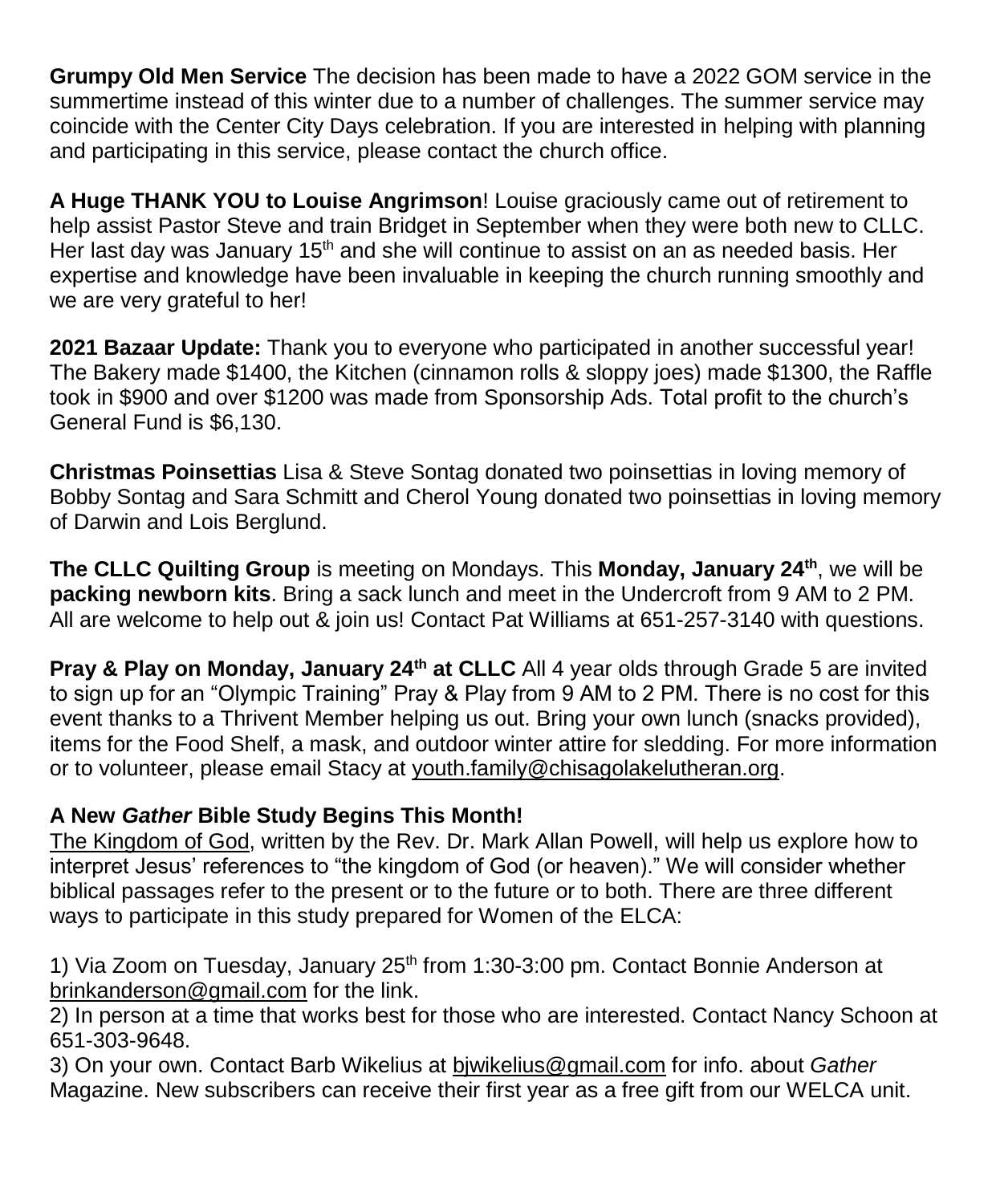**Grumpy Old Men Service** The decision has been made to have a 2022 GOM service in the summertime instead of this winter due to a number of challenges. The summer service may coincide with the Center City Days celebration. If you are interested in helping with planning and participating in this service, please contact the church office.

**A Huge THANK YOU to Louise Angrimson**! Louise graciously came out of retirement to help assist Pastor Steve and train Bridget in September when they were both new to CLLC. Her last day was January 15th and she will continue to assist on an as needed basis. Her expertise and knowledge have been invaluable in keeping the church running smoothly and we are very grateful to her!

**2021 Bazaar Update:** Thank you to everyone who participated in another successful year! The Bakery made $1400, the Kitchen (cinnamon rolls & sloppy joes) made $1300, the Raffle took in $900 and over $1200 was made from Sponsorship Ads. Total profit to the church's General Fund is $6,130.

**Christmas Poinsettias** Lisa & Steve Sontag donated two poinsettias in loving memory of Bobby Sontag and Sara Schmitt and Cherol Young donated two poinsettias in loving memory of Darwin and Lois Berglund.

**The CLLC Quilting Group** is meeting on Mondays. This **Monday, January 24th**, we will be **packing newborn kits**. Bring a sack lunch and meet in the Undercroft from 9 AM to 2 PM. All are welcome to help out & join us! Contact Pat Williams at 651-257-3140 with questions.

**Pray & Play on Monday, January 24th at CLLC** All 4 year olds through Grade 5 are invited to sign up for an "Olympic Training" Pray & Play from 9 AM to 2 PM. There is no cost for this event thanks to a Thrivent Member helping us out. Bring your own lunch (snacks provided), items for the Food Shelf, a mask, and outdoor winter attire for sledding. For more information or to volunteer, please email Stacy at youth.family@chisagolakelutheran.org.

**A New *Gather* Bible Study Begins This Month!**

The Kingdom of God, written by the Rev. Dr. Mark Allan Powell, will help us explore how to interpret Jesus' references to "the kingdom of God (or heaven)." We will consider whether biblical passages refer to the present or to the future or to both. There are three different ways to participate in this study prepared for Women of the ELCA:

1) Via Zoom on Tuesday, January 25th from 1:30-3:00 pm. Contact Bonnie Anderson at brinkanderson@gmail.com for the link.
2) In person at a time that works best for those who are interested. Contact Nancy Schoon at 651-303-9648.
3) On your own. Contact Barb Wikelius at bjwikelius@gmail.com for info. about *Gather* Magazine. New subscribers can receive their first year as a free gift from our WELCA unit.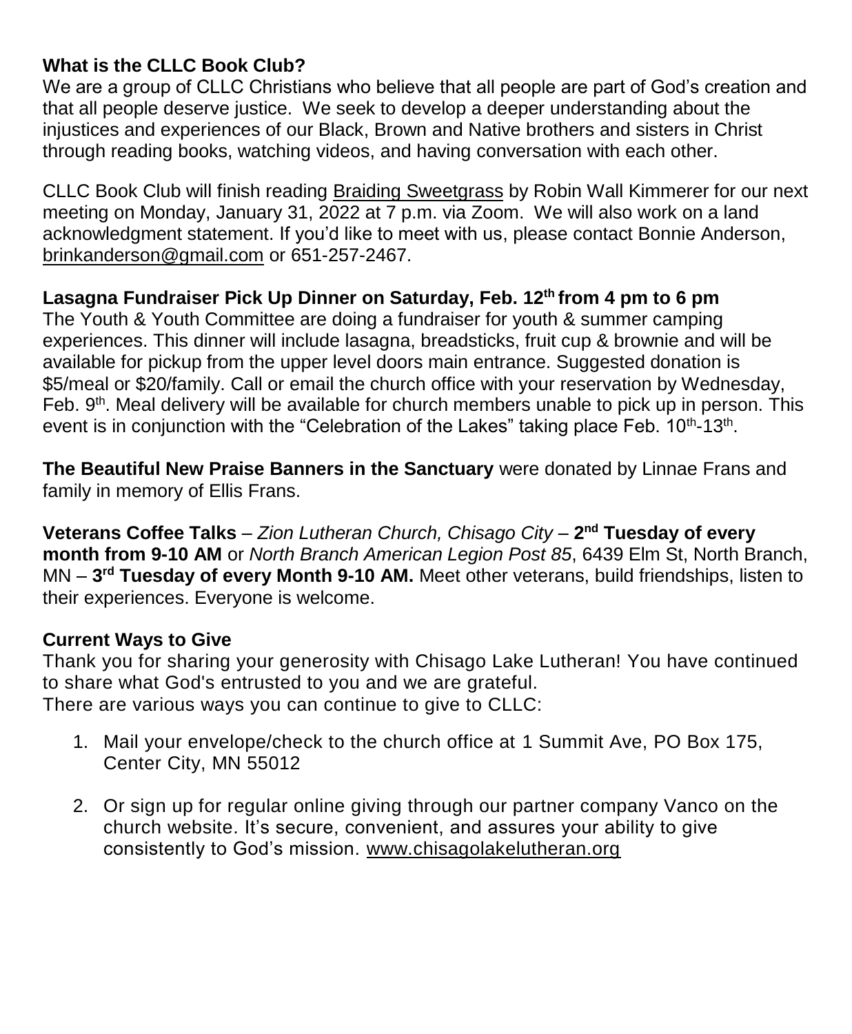**What is the CLLC Book Club?**
We are a group of CLLC Christians who believe that all people are part of God's creation and that all people deserve justice. We seek to develop a deeper understanding about the injustices and experiences of our Black, Brown and Native brothers and sisters in Christ through reading books, watching videos, and having conversation with each other.

CLLC Book Club will finish reading Braiding Sweetgrass by Robin Wall Kimmerer for our next meeting on Monday, January 31, 2022 at 7 p.m. via Zoom. We will also work on a land acknowledgment statement. If you'd like to meet with us, please contact Bonnie Anderson, brinkanderson@gmail.com or 651-257-2467.

**Lasagna Fundraiser Pick Up Dinner on Saturday, Feb. 12th from 4 pm to 6 pm**
The Youth & Youth Committee are doing a fundraiser for youth & summer camping experiences. This dinner will include lasagna, breadsticks, fruit cup & brownie and will be available for pickup from the upper level doors main entrance. Suggested donation is $5/meal or $20/family. Call or email the church office with your reservation by Wednesday, Feb. 9th. Meal delivery will be available for church members unable to pick up in person. This event is in conjunction with the "Celebration of the Lakes" taking place Feb. 10th-13th.

**The Beautiful New Praise Banners in the Sanctuary** were donated by Linnae Frans and family in memory of Ellis Frans.

**Veterans Coffee Talks** – *Zion Lutheran Church, Chisago City* – **2nd Tuesday of every month from 9-10 AM** or *North Branch American Legion Post 85*, 6439 Elm St, North Branch, MN – **3rd Tuesday of every Month 9-10 AM.** Meet other veterans, build friendships, listen to their experiences. Everyone is welcome.

**Current Ways to Give**
Thank you for sharing your generosity with Chisago Lake Lutheran! You have continued to share what God's entrusted to you and we are grateful.
There are various ways you can continue to give to CLLC:

1. Mail your envelope/check to the church office at 1 Summit Ave, PO Box 175, Center City, MN 55012

2. Or sign up for regular online giving through our partner company Vanco on the church website. It's secure, convenient, and assures your ability to give consistently to God's mission. www.chisagolakelutheran.org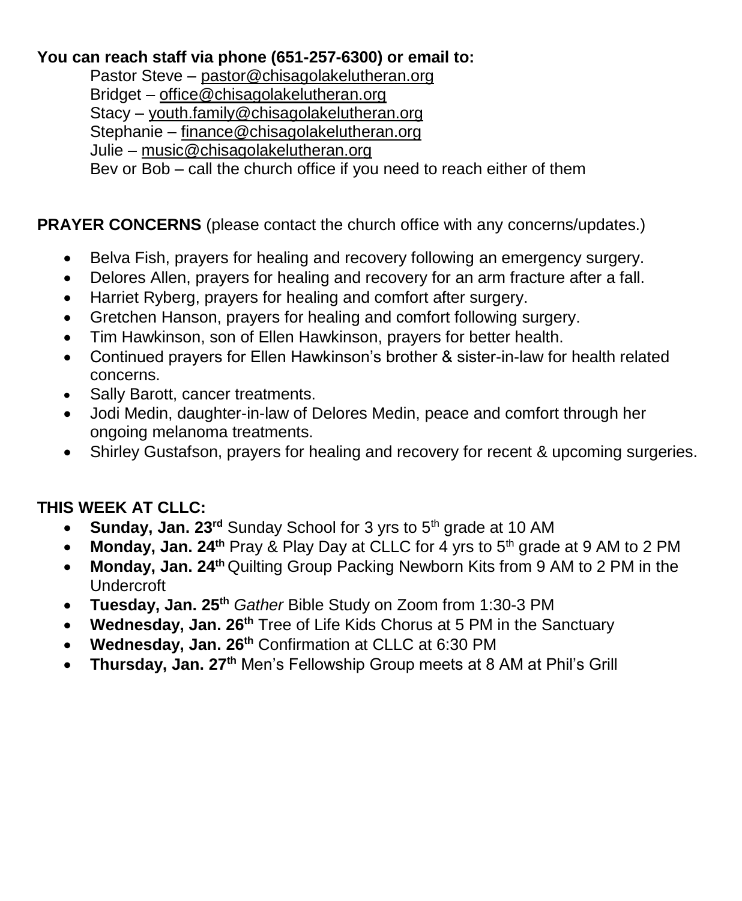**You can reach staff via phone (651-257-6300) or email to:**

Pastor Steve – pastor@chisagolakelutheran.org
Bridget – office@chisagolakelutheran.org
Stacy – youth.family@chisagolakelutheran.org
Stephanie – finance@chisagolakelutheran.org
Julie – music@chisagolakelutheran.org
Bev or Bob – call the church office if you need to reach either of them

**PRAYER CONCERNS** (please contact the church office with any concerns/updates.)

- Belva Fish, prayers for healing and recovery following an emergency surgery.
- Delores Allen, prayers for healing and recovery for an arm fracture after a fall.
- Harriet Ryberg, prayers for healing and comfort after surgery.
- Gretchen Hanson, prayers for healing and comfort following surgery.
- Tim Hawkinson, son of Ellen Hawkinson, prayers for better health.
- Continued prayers for Ellen Hawkinson's brother & sister-in-law for health related concerns.
- Sally Barott, cancer treatments.
- Jodi Medin, daughter-in-law of Delores Medin, peace and comfort through her ongoing melanoma treatments.
- Shirley Gustafson, prayers for healing and recovery for recent & upcoming surgeries.

**THIS WEEK AT CLLC:**

- **Sunday, Jan. 23rd** Sunday School for 3 yrs to 5th grade at 10 AM
- **Monday, Jan. 24th** Pray & Play Day at CLLC for 4 yrs to 5th grade at 9 AM to 2 PM
- **Monday, Jan. 24th** Quilting Group Packing Newborn Kits from 9 AM to 2 PM in the Undercroft
- **Tuesday, Jan. 25th** *Gather* Bible Study on Zoom from 1:30-3 PM
- **Wednesday, Jan. 26th** Tree of Life Kids Chorus at 5 PM in the Sanctuary
- **Wednesday, Jan. 26th** Confirmation at CLLC at 6:30 PM
- **Thursday, Jan. 27th** Men's Fellowship Group meets at 8 AM at Phil's Grill